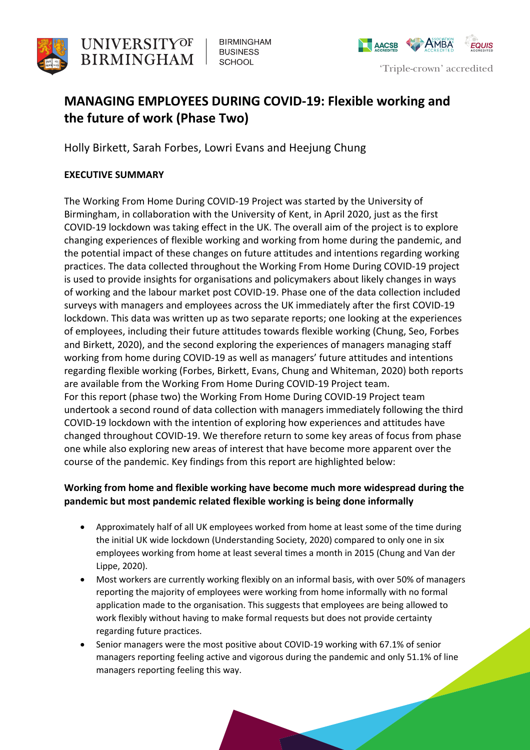# MANAGING EMPLOYEES DURING COVID-19: Flexible working and the future of work (Phase Two)

Holly Birkett, Sarah Forbes, Lowri Evans and Heejung Chung

## EXECUTIVE SUMMARY

The Working From Home During COVID-19 Project was started by the University of Birmingham, in collaboration with the University of Kent, in April 2020, just as the first COVID-19 lockdown was taking effect in the UK. The overall aim of the project is to explore changing experiences of flexible working and working from home during the pandemic, and the potential impact of these changes on future attitudes and intentions regarding working practices. The data collected throughout the Working From Home During COVID-19 project is used to provide insights for organisations and policymakers about likely changes in ways of working and the labour market post COVID-19. Phase one of the data collection included surveys with managers and employees across the UK immediately after the first COVID-19 lockdown. This data was written up as two separate reports; one looking at the experiences of employees, including their future attitudes towards flexible working (Chung, Seo, Forbes and Birkett, 2020), and the second exploring the experiences of managers managing staff working from home during COVID-19 as well as managers' future attitudes and intentions regarding flexible working (Forbes, Birkett, Evans, Chung and Whiteman, 2020) both reports are available from the Working From Home During COVID-19 Project team.
For this report (phase two) the Working From Home During COVID-19 Project team undertook a second round of data collection with managers immediately following the third COVID-19 lockdown with the intention of exploring how experiences and attitudes have changed throughout COVID-19. We therefore return to some key areas of focus from phase one while also exploring new areas of interest that have become more apparent over the course of the pandemic. Key findings from this report are highlighted below:

### Working from home and flexible working have become much more widespread during the pandemic but most pandemic related flexible working is being done informally

- Approximately half of all UK employees worked from home at least some of the time during the initial UK wide lockdown (Understanding Society, 2020) compared to only one in six employees working from home at least several times a month in 2015 (Chung and Van der Lippe, 2020).
- Most workers are currently working flexibly on an informal basis, with over 50% of managers reporting the majority of employees were working from home informally with no formal application made to the organisation. This suggests that employees are being allowed to work flexibly without having to make formal requests but does not provide certainty regarding future practices.
- Senior managers were the most positive about COVID-19 working with 67.1% of senior managers reporting feeling active and vigorous during the pandemic and only 51.1% of line managers reporting feeling this way.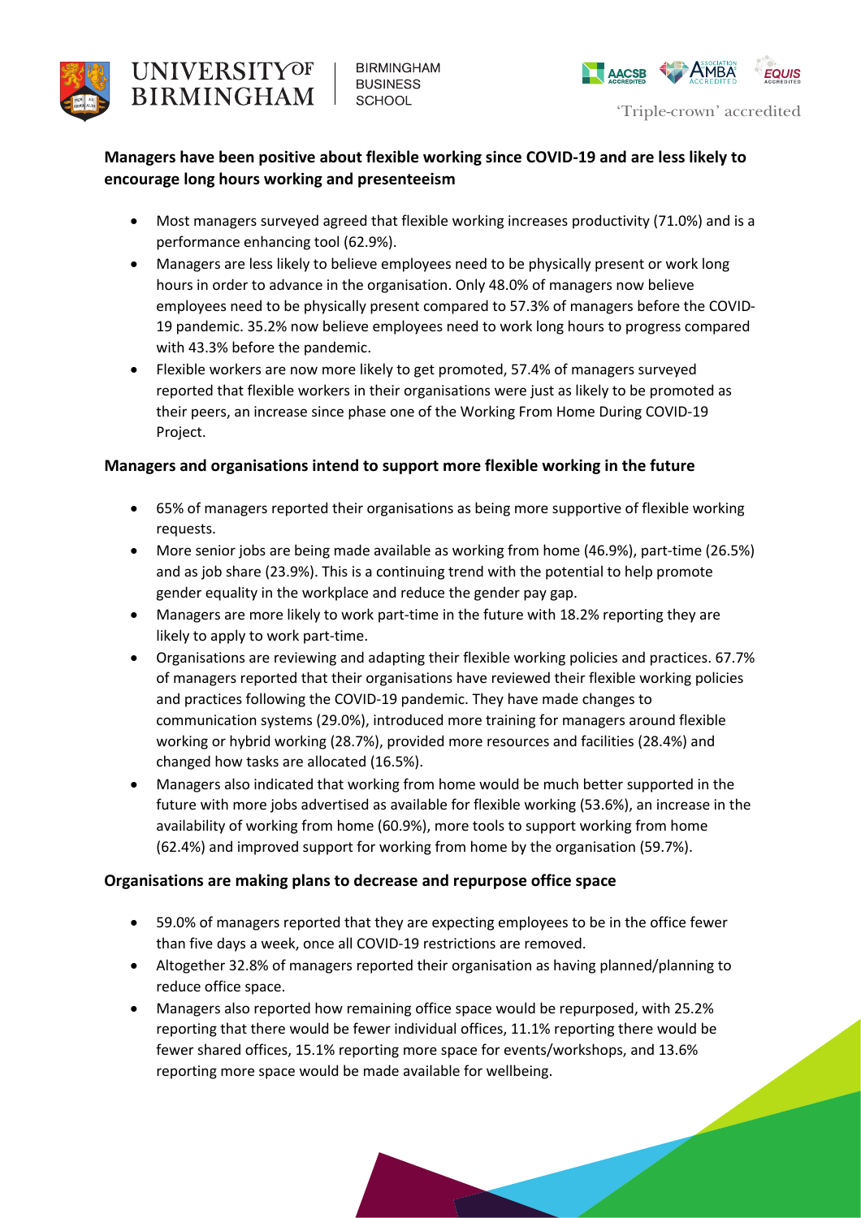**Managers have been positive about flexible working since COVID-19 and are less likely to encourage long hours working and presenteeism**

- Most managers surveyed agreed that flexible working increases productivity (71.0%) and is a performance enhancing tool (62.9%).
- Managers are less likely to believe employees need to be physically present or work long hours in order to advance in the organisation. Only 48.0% of managers now believe employees need to be physically present compared to 57.3% of managers before the COVID-19 pandemic. 35.2% now believe employees need to work long hours to progress compared with 43.3% before the pandemic.
- Flexible workers are now more likely to get promoted, 57.4% of managers surveyed reported that flexible workers in their organisations were just as likely to be promoted as their peers, an increase since phase one of the Working From Home During COVID-19 Project.

**Managers and organisations intend to support more flexible working in the future**

- 65% of managers reported their organisations as being more supportive of flexible working requests.
- More senior jobs are being made available as working from home (46.9%), part-time (26.5%) and as job share (23.9%). This is a continuing trend with the potential to help promote gender equality in the workplace and reduce the gender pay gap.
- Managers are more likely to work part-time in the future with 18.2% reporting they are likely to apply to work part-time.
- Organisations are reviewing and adapting their flexible working policies and practices. 67.7% of managers reported that their organisations have reviewed their flexible working policies and practices following the COVID-19 pandemic. They have made changes to communication systems (29.0%), introduced more training for managers around flexible working or hybrid working (28.7%), provided more resources and facilities (28.4%) and changed how tasks are allocated (16.5%).
- Managers also indicated that working from home would be much better supported in the future with more jobs advertised as available for flexible working (53.6%), an increase in the availability of working from home (60.9%), more tools to support working from home (62.4%) and improved support for working from home by the organisation (59.7%).

**Organisations are making plans to decrease and repurpose office space**

- 59.0% of managers reported that they are expecting employees to be in the office fewer than five days a week, once all COVID-19 restrictions are removed.
- Altogether 32.8% of managers reported their organisation as having planned/planning to reduce office space.
- Managers also reported how remaining office space would be repurposed, with 25.2% reporting that there would be fewer individual offices, 11.1% reporting there would be fewer shared offices, 15.1% reporting more space for events/workshops, and 13.6% reporting more space would be made available for wellbeing.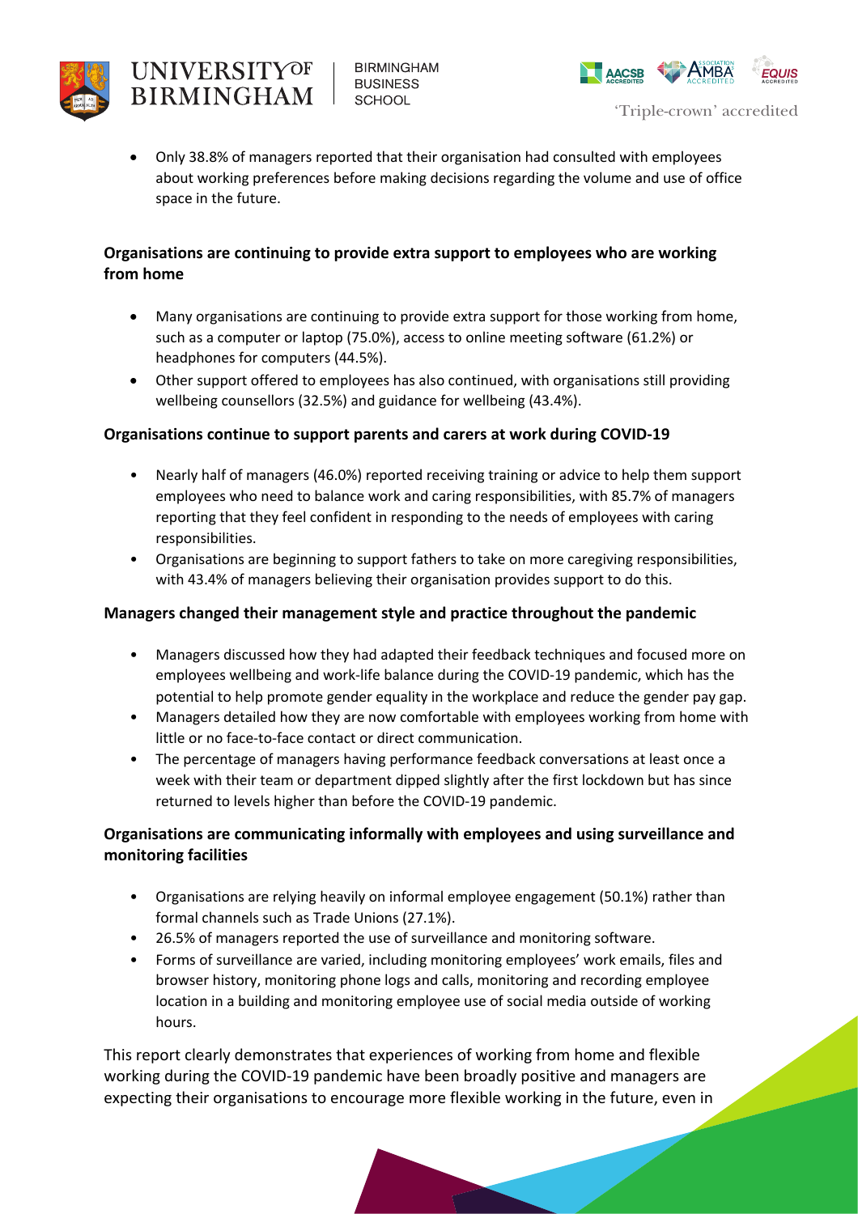- Only 38.8% of managers reported that their organisation had consulted with employees about working preferences before making decisions regarding the volume and use of office space in the future.

**Organisations are continuing to provide extra support to employees who are working from home**

- Many organisations are continuing to provide extra support for those working from home, such as a computer or laptop (75.0%), access to online meeting software (61.2%) or headphones for computers (44.5%).
- Other support offered to employees has also continued, with organisations still providing wellbeing counsellors (32.5%) and guidance for wellbeing (43.4%).

**Organisations continue to support parents and carers at work during COVID-19**

- Nearly half of managers (46.0%) reported receiving training or advice to help them support employees who need to balance work and caring responsibilities, with 85.7% of managers reporting that they feel confident in responding to the needs of employees with caring responsibilities.
- Organisations are beginning to support fathers to take on more caregiving responsibilities, with 43.4% of managers believing their organisation provides support to do this.

**Managers changed their management style and practice throughout the pandemic**

- Managers discussed how they had adapted their feedback techniques and focused more on employees wellbeing and work-life balance during the COVID-19 pandemic, which has the potential to help promote gender equality in the workplace and reduce the gender pay gap.
- Managers detailed how they are now comfortable with employees working from home with little or no face-to-face contact or direct communication.
- The percentage of managers having performance feedback conversations at least once a week with their team or department dipped slightly after the first lockdown but has since returned to levels higher than before the COVID-19 pandemic.

**Organisations are communicating informally with employees and using surveillance and monitoring facilities**

- Organisations are relying heavily on informal employee engagement (50.1%) rather than formal channels such as Trade Unions (27.1%).
- 26.5% of managers reported the use of surveillance and monitoring software.
- Forms of surveillance are varied, including monitoring employees' work emails, files and browser history, monitoring phone logs and calls, monitoring and recording employee location in a building and monitoring employee use of social media outside of working hours.

This report clearly demonstrates that experiences of working from home and flexible working during the COVID-19 pandemic have been broadly positive and managers are expecting their organisations to encourage more flexible working in the future, even in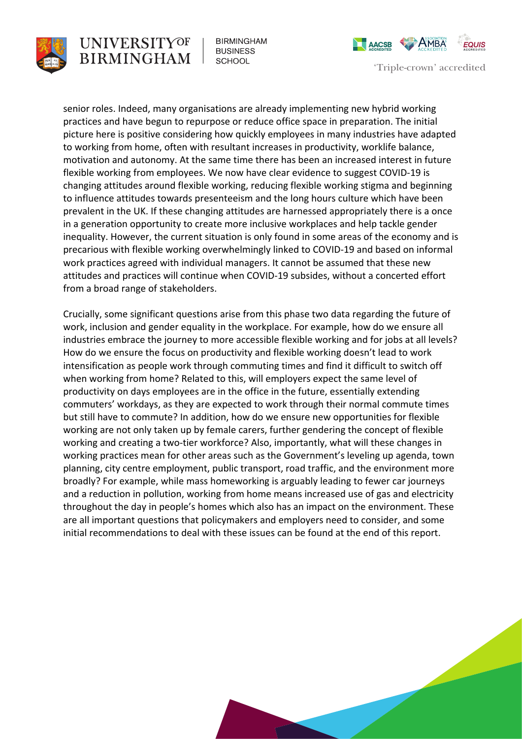senior roles. Indeed, many organisations are already implementing new hybrid working practices and have begun to repurpose or reduce office space in preparation. The initial picture here is positive considering how quickly employees in many industries have adapted to working from home, often with resultant increases in productivity, worklife balance, motivation and autonomy. At the same time there has been an increased interest in future flexible working from employees. We now have clear evidence to suggest COVID-19 is changing attitudes around flexible working, reducing flexible working stigma and beginning to influence attitudes towards presenteeism and the long hours culture which have been prevalent in the UK. If these changing attitudes are harnessed appropriately there is a once in a generation opportunity to create more inclusive workplaces and help tackle gender inequality. However, the current situation is only found in some areas of the economy and is precarious with flexible working overwhelmingly linked to COVID-19 and based on informal work practices agreed with individual managers. It cannot be assumed that these new attitudes and practices will continue when COVID-19 subsides, without a concerted effort from a broad range of stakeholders.

Crucially, some significant questions arise from this phase two data regarding the future of work, inclusion and gender equality in the workplace. For example, how do we ensure all industries embrace the journey to more accessible flexible working and for jobs at all levels? How do we ensure the focus on productivity and flexible working doesn't lead to work intensification as people work through commuting times and find it difficult to switch off when working from home? Related to this, will employers expect the same level of productivity on days employees are in the office in the future, essentially extending commuters' workdays, as they are expected to work through their normal commute times but still have to commute? In addition, how do we ensure new opportunities for flexible working are not only taken up by female carers, further gendering the concept of flexible working and creating a two-tier workforce? Also, importantly, what will these changes in working practices mean for other areas such as the Government's leveling up agenda, town planning, city centre employment, public transport, road traffic, and the environment more broadly? For example, while mass homeworking is arguably leading to fewer car journeys and a reduction in pollution, working from home means increased use of gas and electricity throughout the day in people's homes which also has an impact on the environment. These are all important questions that policymakers and employers need to consider, and some initial recommendations to deal with these issues can be found at the end of this report.